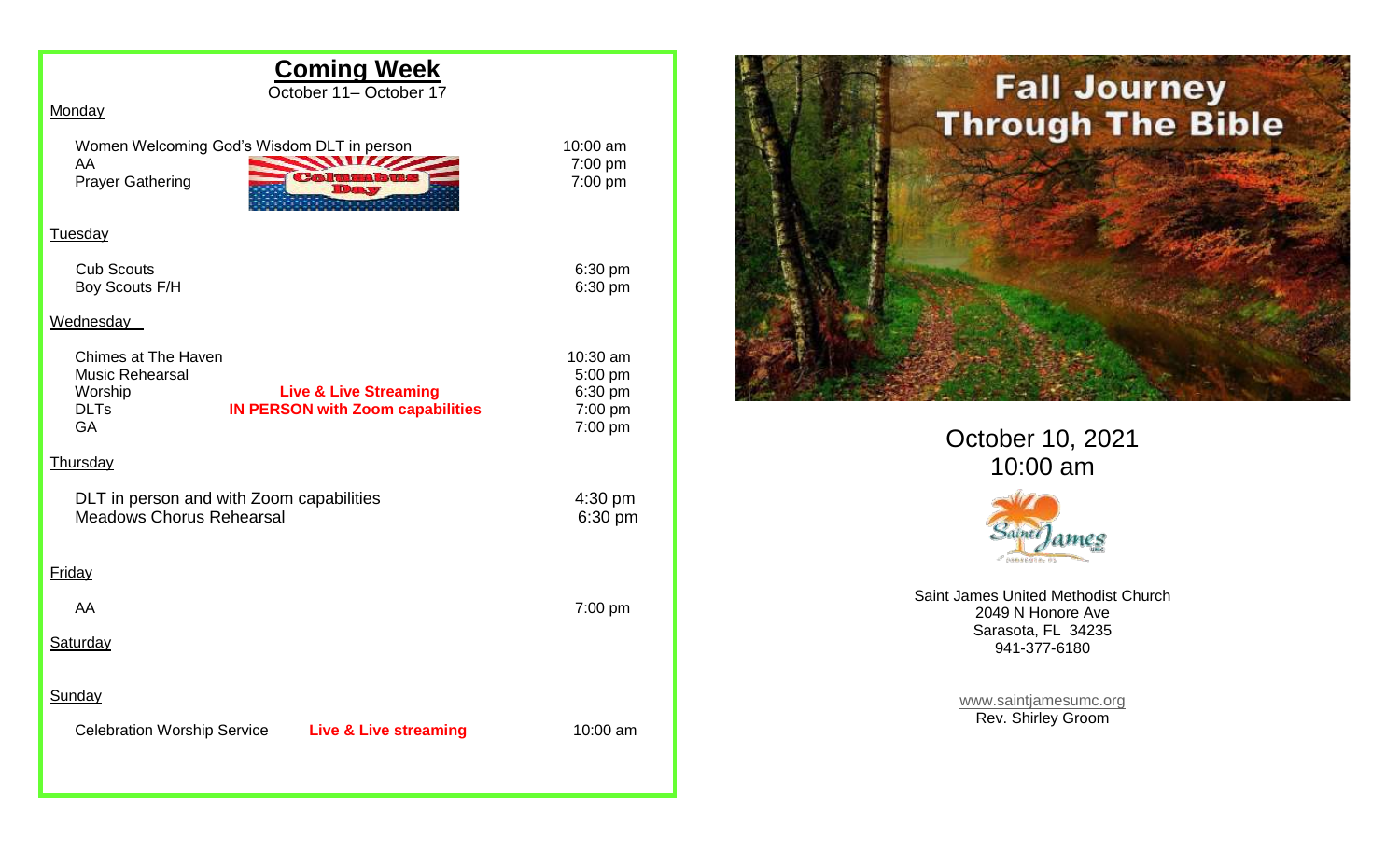## Coming Week

October 11– October 17

**Monday**

| | | |
|---|---|---|
| Women Welcoming God's Wisdom DLT in person | | 10:00 am |
| AA | | 7:00 pm |
| Prayer Gathering | Columbus Day | 7:00 pm |

**Tuesday**

| | |
|---|---|
| Cub Scouts | 6:30 pm |
| Boy Scouts F/H | 6:30 pm |

**Wednesday**

| | | |
|---|---|---|
| Chimes at The Haven | | 10:30 am |
| Music Rehearsal | | 5:00 pm |
| Worship | **Live & Live Streaming** | 6:30 pm |
| DLTs | **IN PERSON with Zoom capabilities** | 7:00 pm |
| GA | | 7:00 pm |

**Thursday**

| | |
|---|---|
| DLT in person and with Zoom capabilities | 4:30 pm |
| Meadows Chorus Rehearsal | 6:30 pm |

**Friday**

| | |
|---|---|
| AA | 7:00 pm |

**Saturday**

**Sunday**

| | | |
|---|---|---|
| Celebration Worship Service | **Live & Live streaming** | 10:00 am |

# Fall Journey Through The Bible

October 10, 2021
10:00 am

Saint James UMC

Saint James United Methodist Church
2049 N Honore Ave
Sarasota, FL 34235
941-377-6180

www.saintjamesumc.org
Rev. Shirley Groom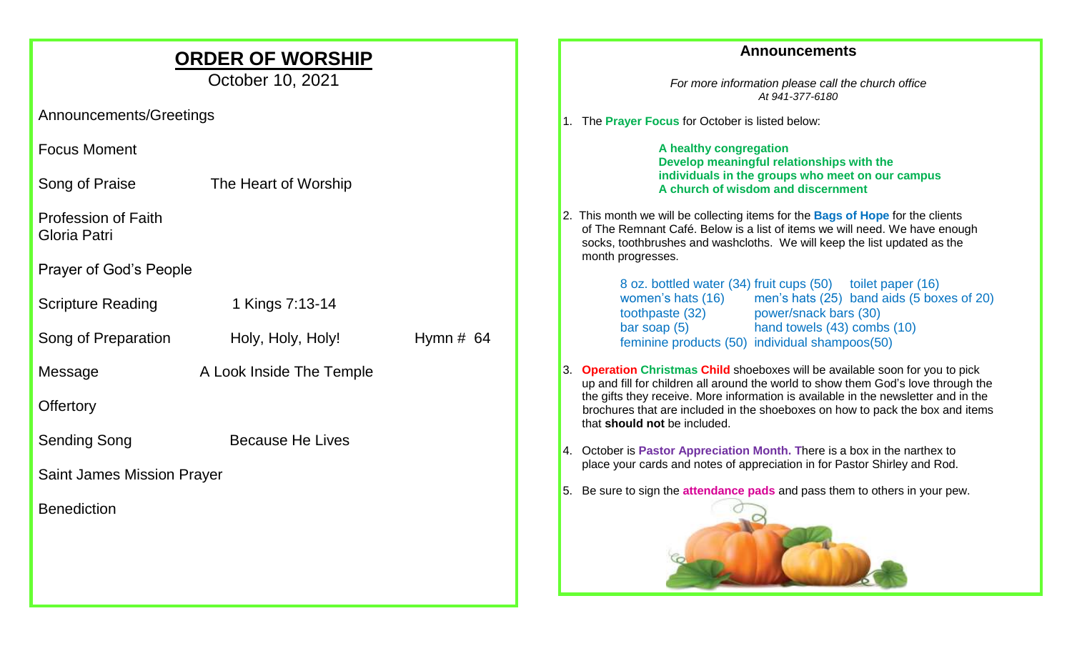# ORDER OF WORSHIP

October 10, 2021

Announcements/Greetings

Focus Moment

Song of Praise — The Heart of Worship

Profession of Faith
Gloria Patri

Prayer of God's People

Scripture Reading — 1 Kings 7:13-14

Song of Preparation — Holy, Holy, Holy! — Hymn # 64

Message — A Look Inside The Temple

Offertory

Sending Song — Because He Lives

Saint James Mission Prayer

Benediction

## Announcements

*For more information please call the church office*
*At 941-377-6180*

1. The **Prayer Focus** for October is listed below:

   **A healthy congregation**
   **Develop meaningful relationships with the individuals in the groups who meet on our campus**
   **A church of wisdom and discernment**

2. This month we will be collecting items for the **Bags of Hope** for the clients of The Remnant Café. Below is a list of items we will need. We have enough socks, toothbrushes and washcloths. We will keep the list updated as the month progresses.

   | | | |
   |---|---|---|
   | 8 oz. bottled water (34) | fruit cups (50) | toilet paper (16) |
   | women's hats (16) | men's hats (25) | band aids (5 boxes of 20) |
   | toothpaste (32) | power/snack bars (30) | |
   | bar soap (5) | hand towels (43) | combs (10) |
   | feminine products (50) | individual shampoos(50) | |

3. **Operation Christmas Child** shoeboxes will be available soon for you to pick up and fill for children all around the world to show them God's love through the the gifts they receive. More information is available in the newsletter and in the brochures that are included in the shoeboxes on how to pack the box and items that **should not** be included.

4. October is **Pastor Appreciation Month.** There is a box in the narthex to place your cards and notes of appreciation in for Pastor Shirley and Rod.

5. Be sure to sign the **attendance pads** and pass them to others in your pew.